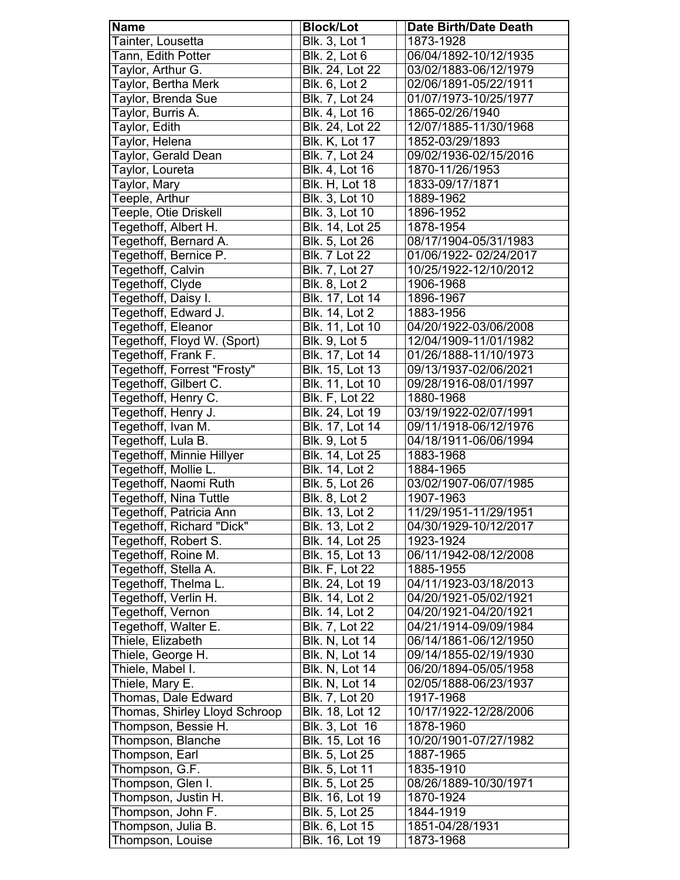| Name | Block/Lot | Date Birth/Date Death |
|---|---|---|
| Tainter, Lousetta | Blk. 3, Lot 1 | 1873-1928 |
| Tann, Edith Potter | Blk. 2, Lot 6 | 06/04/1892-10/12/1935 |
| Taylor, Arthur G. | Blk. 24, Lot 22 | 03/02/1883-06/12/1979 |
| Taylor, Bertha Merk | Blk. 6, Lot 2 | 02/06/1891-05/22/1911 |
| Taylor, Brenda Sue | Blk. 7, Lot 24 | 01/07/1973-10/25/1977 |
| Taylor, Burris A. | Blk. 4, Lot 16 | 1865-02/26/1940 |
| Taylor, Edith | Blk. 24, Lot 22 | 12/07/1885-11/30/1968 |
| Taylor, Helena | Blk. K, Lot 17 | 1852-03/29/1893 |
| Taylor, Gerald Dean | Blk. 7, Lot 24 | 09/02/1936-02/15/2016 |
| Taylor, Loureta | Blk. 4, Lot 16 | 1870-11/26/1953 |
| Taylor, Mary | Blk. H, Lot 18 | 1833-09/17/1871 |
| Teeple, Arthur | Blk. 3, Lot 10 | 1889-1962 |
| Teeple, Otie Driskell | Blk. 3, Lot 10 | 1896-1952 |
| Tegethoff, Albert H. | Blk. 14, Lot 25 | 1878-1954 |
| Tegethoff, Bernard A. | Blk. 5, Lot 26 | 08/17/1904-05/31/1983 |
| Tegethoff, Bernice P. | Blk. 7 Lot 22 | 01/06/1922- 02/24/2017 |
| Tegethoff, Calvin | Blk. 7, Lot 27 | 10/25/1922-12/10/2012 |
| Tegethoff, Clyde | Blk. 8, Lot 2 | 1906-1968 |
| Tegethoff, Daisy I. | Blk. 17, Lot 14 | 1896-1967 |
| Tegethoff, Edward J. | Blk. 14, Lot 2 | 1883-1956 |
| Tegethoff, Eleanor | Blk. 11, Lot 10 | 04/20/1922-03/06/2008 |
| Tegethoff, Floyd W. (Sport) | Blk. 9, Lot 5 | 12/04/1909-11/01/1982 |
| Tegethoff, Frank F. | Blk. 17, Lot 14 | 01/26/1888-11/10/1973 |
| Tegethoff, Forrest "Frosty" | Blk. 15, Lot 13 | 09/13/1937-02/06/2021 |
| Tegethoff, Gilbert C. | Blk. 11, Lot 10 | 09/28/1916-08/01/1997 |
| Tegethoff, Henry C. | Blk. F, Lot 22 | 1880-1968 |
| Tegethoff, Henry J. | Blk. 24, Lot 19 | 03/19/1922-02/07/1991 |
| Tegethoff, Ivan M. | Blk. 17, Lot 14 | 09/11/1918-06/12/1976 |
| Tegethoff, Lula B. | Blk. 9, Lot 5 | 04/18/1911-06/06/1994 |
| Tegethoff, Minnie Hillyer | Blk. 14, Lot 25 | 1883-1968 |
| Tegethoff, Mollie L. | Blk. 14, Lot 2 | 1884-1965 |
| Tegethoff, Naomi Ruth | Blk. 5, Lot 26 | 03/02/1907-06/07/1985 |
| Tegethoff, Nina Tuttle | Blk. 8, Lot 2 | 1907-1963 |
| Tegethoff, Patricia Ann | Blk. 13, Lot 2 | 11/29/1951-11/29/1951 |
| Tegethoff, Richard "Dick" | Blk. 13, Lot 2 | 04/30/1929-10/12/2017 |
| Tegethoff, Robert S. | Blk. 14, Lot 25 | 1923-1924 |
| Tegethoff, Roine M. | Blk. 15, Lot 13 | 06/11/1942-08/12/2008 |
| Tegethoff, Stella A. | Blk. F, Lot 22 | 1885-1955 |
| Tegethoff, Thelma L. | Blk. 24, Lot 19 | 04/11/1923-03/18/2013 |
| Tegethoff, Verlin H. | Blk. 14, Lot 2 | 04/20/1921-05/02/1921 |
| Tegethoff, Vernon | Blk. 14, Lot 2 | 04/20/1921-04/20/1921 |
| Tegethoff, Walter E. | Blk. 7, Lot 22 | 04/21/1914-09/09/1984 |
| Thiele, Elizabeth | Blk. N, Lot 14 | 06/14/1861-06/12/1950 |
| Thiele, George H. | Blk. N, Lot 14 | 09/14/1855-02/19/1930 |
| Thiele, Mabel I. | Blk. N, Lot 14 | 06/20/1894-05/05/1958 |
| Thiele, Mary E. | Blk. N, Lot 14 | 02/05/1888-06/23/1937 |
| Thomas, Dale Edward | Blk. 7, Lot 20 | 1917-1968 |
| Thomas, Shirley Lloyd Schroop | Blk. 18, Lot 12 | 10/17/1922-12/28/2006 |
| Thompson, Bessie H. | Blk. 3, Lot 16 | 1878-1960 |
| Thompson, Blanche | Blk. 15, Lot 16 | 10/20/1901-07/27/1982 |
| Thompson, Earl | Blk. 5, Lot 25 | 1887-1965 |
| Thompson, G.F. | Blk. 5, Lot 11 | 1835-1910 |
| Thompson, Glen I. | Blk. 5, Lot 25 | 08/26/1889-10/30/1971 |
| Thompson, Justin H. | Blk. 16, Lot 19 | 1870-1924 |
| Thompson, John F. | Blk. 5, Lot 25 | 1844-1919 |
| Thompson, Julia B. | Blk. 6, Lot 15 | 1851-04/28/1931 |
| Thompson, Louise | Blk. 16, Lot 19 | 1873-1968 |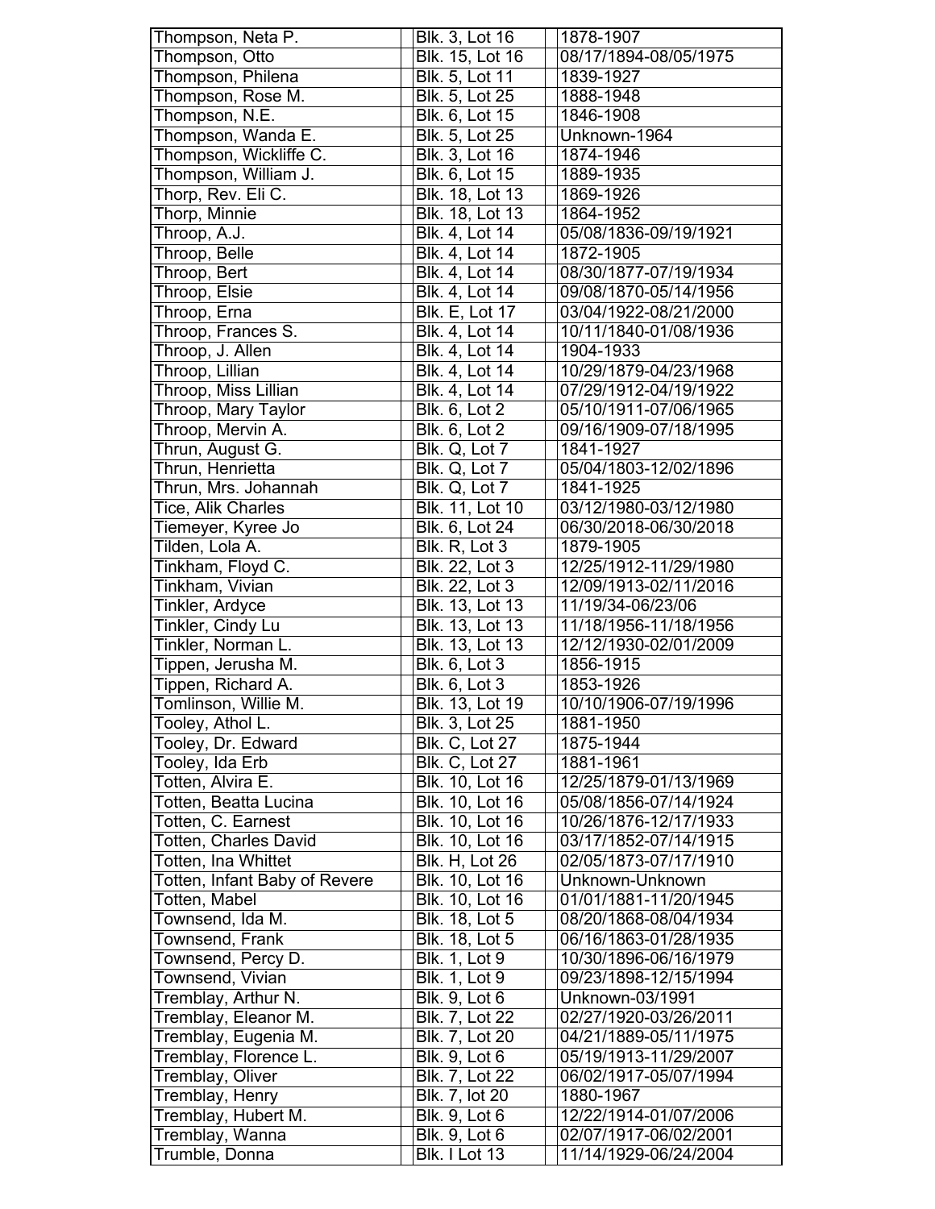| | | |
|---|---|---|
| Thompson, Neta P. | Blk. 3, Lot 16 | 1878-1907 |
| Thompson, Otto | Blk. 15, Lot 16 | 08/17/1894-08/05/1975 |
| Thompson, Philena | Blk. 5, Lot 11 | 1839-1927 |
| Thompson, Rose M. | Blk. 5, Lot 25 | 1888-1948 |
| Thompson, N.E. | Blk. 6, Lot 15 | 1846-1908 |
| Thompson, Wanda E. | Blk. 5, Lot 25 | Unknown-1964 |
| Thompson, Wickliffe C. | Blk. 3, Lot 16 | 1874-1946 |
| Thompson, William J. | Blk. 6, Lot 15 | 1889-1935 |
| Thorp, Rev. Eli C. | Blk. 18, Lot 13 | 1869-1926 |
| Thorp, Minnie | Blk. 18, Lot 13 | 1864-1952 |
| Throop, A.J. | Blk. 4, Lot 14 | 05/08/1836-09/19/1921 |
| Throop, Belle | Blk. 4, Lot 14 | 1872-1905 |
| Throop, Bert | Blk. 4, Lot 14 | 08/30/1877-07/19/1934 |
| Throop, Elsie | Blk. 4, Lot 14 | 09/08/1870-05/14/1956 |
| Throop, Erna | Blk. E, Lot 17 | 03/04/1922-08/21/2000 |
| Throop, Frances S. | Blk. 4, Lot 14 | 10/11/1840-01/08/1936 |
| Throop, J. Allen | Blk. 4, Lot 14 | 1904-1933 |
| Throop, Lillian | Blk. 4, Lot 14 | 10/29/1879-04/23/1968 |
| Throop, Miss Lillian | Blk. 4, Lot 14 | 07/29/1912-04/19/1922 |
| Throop, Mary Taylor | Blk. 6, Lot 2 | 05/10/1911-07/06/1965 |
| Throop, Mervin A. | Blk. 6, Lot 2 | 09/16/1909-07/18/1995 |
| Thrun, August G. | Blk. Q, Lot 7 | 1841-1927 |
| Thrun, Henrietta | Blk. Q, Lot 7 | 05/04/1803-12/02/1896 |
| Thrun, Mrs. Johannah | Blk. Q, Lot 7 | 1841-1925 |
| Tice, Alik Charles | Blk. 11, Lot 10 | 03/12/1980-03/12/1980 |
| Tiemeyer, Kyree Jo | Blk. 6, Lot 24 | 06/30/2018-06/30/2018 |
| Tilden, Lola A. | Blk. R, Lot 3 | 1879-1905 |
| Tinkham, Floyd C. | Blk. 22, Lot 3 | 12/25/1912-11/29/1980 |
| Tinkham, Vivian | Blk. 22, Lot 3 | 12/09/1913-02/11/2016 |
| Tinkler, Ardyce | Blk. 13, Lot 13 | 11/19/34-06/23/06 |
| Tinkler, Cindy Lu | Blk. 13, Lot 13 | 11/18/1956-11/18/1956 |
| Tinkler, Norman L. | Blk. 13, Lot 13 | 12/12/1930-02/01/2009 |
| Tippen, Jerusha M. | Blk. 6, Lot 3 | 1856-1915 |
| Tippen, Richard A. | Blk. 6, Lot 3 | 1853-1926 |
| Tomlinson, Willie M. | Blk. 13, Lot 19 | 10/10/1906-07/19/1996 |
| Tooley, Athol L. | Blk. 3, Lot 25 | 1881-1950 |
| Tooley, Dr. Edward | Blk. C, Lot 27 | 1875-1944 |
| Tooley, Ida Erb | Blk. C, Lot 27 | 1881-1961 |
| Totten, Alvira E. | Blk. 10, Lot 16 | 12/25/1879-01/13/1969 |
| Totten, Beatta Lucina | Blk. 10, Lot 16 | 05/08/1856-07/14/1924 |
| Totten, C. Earnest | Blk. 10, Lot 16 | 10/26/1876-12/17/1933 |
| Totten, Charles David | Blk. 10, Lot 16 | 03/17/1852-07/14/1915 |
| Totten, Ina Whittet | Blk. H, Lot 26 | 02/05/1873-07/17/1910 |
| Totten, Infant Baby of Revere | Blk. 10, Lot 16 | Unknown-Unknown |
| Totten, Mabel | Blk. 10, Lot 16 | 01/01/1881-11/20/1945 |
| Townsend, Ida M. | Blk. 18, Lot 5 | 08/20/1868-08/04/1934 |
| Townsend, Frank | Blk. 18, Lot 5 | 06/16/1863-01/28/1935 |
| Townsend, Percy D. | Blk. 1, Lot 9 | 10/30/1896-06/16/1979 |
| Townsend, Vivian | Blk. 1, Lot 9 | 09/23/1898-12/15/1994 |
| Tremblay, Arthur N. | Blk. 9, Lot 6 | Unknown-03/1991 |
| Tremblay, Eleanor M. | Blk. 7, Lot 22 | 02/27/1920-03/26/2011 |
| Tremblay, Eugenia M. | Blk. 7, Lot 20 | 04/21/1889-05/11/1975 |
| Tremblay, Florence L. | Blk. 9, Lot 6 | 05/19/1913-11/29/2007 |
| Tremblay, Oliver | Blk. 7, Lot 22 | 06/02/1917-05/07/1994 |
| Tremblay, Henry | Blk. 7, lot 20 | 1880-1967 |
| Tremblay, Hubert M. | Blk. 9, Lot 6 | 12/22/1914-01/07/2006 |
| Tremblay, Wanna | Blk. 9, Lot 6 | 02/07/1917-06/02/2001 |
| Trumble, Donna | Blk. I Lot 13 | 11/14/1929-06/24/2004 |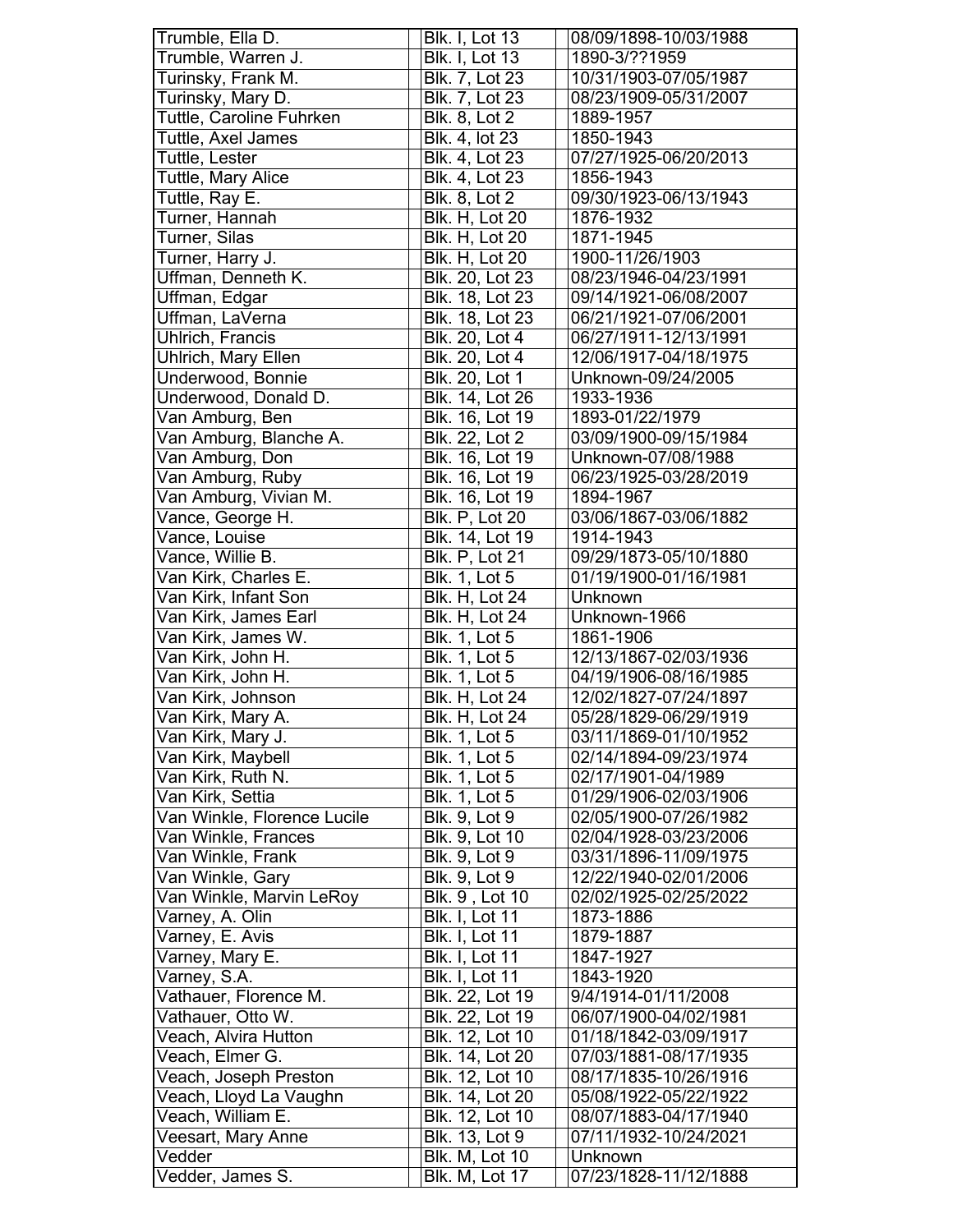| | | |
|---|---|---|
| Trumble, Ella D. | Blk. I, Lot 13 | 08/09/1898-10/03/1988 |
| Trumble, Warren J. | Blk. I, Lot 13 | 1890-3/??1959 |
| Turinsky, Frank M. | Blk. 7, Lot 23 | 10/31/1903-07/05/1987 |
| Turinsky, Mary D. | Blk. 7, Lot 23 | 08/23/1909-05/31/2007 |
| Tuttle, Caroline Fuhrken | Blk. 8, Lot 2 | 1889-1957 |
| Tuttle, Axel James | Blk. 4, lot 23 | 1850-1943 |
| Tuttle, Lester | Blk. 4, Lot 23 | 07/27/1925-06/20/2013 |
| Tuttle, Mary Alice | Blk. 4, Lot 23 | 1856-1943 |
| Tuttle, Ray E. | Blk. 8, Lot 2 | 09/30/1923-06/13/1943 |
| Turner, Hannah | Blk. H, Lot 20 | 1876-1932 |
| Turner, Silas | Blk. H, Lot 20 | 1871-1945 |
| Turner, Harry J. | Blk. H, Lot 20 | 1900-11/26/1903 |
| Uffman, Denneth K. | Blk. 20, Lot 23 | 08/23/1946-04/23/1991 |
| Uffman, Edgar | Blk. 18, Lot 23 | 09/14/1921-06/08/2007 |
| Uffman, LaVerna | Blk. 18, Lot 23 | 06/21/1921-07/06/2001 |
| Uhlrich, Francis | Blk. 20, Lot 4 | 06/27/1911-12/13/1991 |
| Uhlrich, Mary Ellen | Blk. 20, Lot 4 | 12/06/1917-04/18/1975 |
| Underwood, Bonnie | Blk. 20, Lot 1 | Unknown-09/24/2005 |
| Underwood, Donald D. | Blk. 14, Lot 26 | 1933-1936 |
| Van Amburg, Ben | Blk. 16, Lot 19 | 1893-01/22/1979 |
| Van Amburg, Blanche A. | Blk. 22, Lot 2 | 03/09/1900-09/15/1984 |
| Van Amburg, Don | Blk. 16, Lot 19 | Unknown-07/08/1988 |
| Van Amburg, Ruby | Blk. 16, Lot 19 | 06/23/1925-03/28/2019 |
| Van Amburg, Vivian M. | Blk. 16, Lot 19 | 1894-1967 |
| Vance, George H. | Blk. P, Lot 20 | 03/06/1867-03/06/1882 |
| Vance, Louise | Blk. 14, Lot 19 | 1914-1943 |
| Vance, Willie B. | Blk. P, Lot 21 | 09/29/1873-05/10/1880 |
| Van Kirk, Charles E. | Blk. 1, Lot 5 | 01/19/1900-01/16/1981 |
| Van Kirk, Infant Son | Blk. H, Lot 24 | Unknown |
| Van Kirk, James Earl | Blk. H, Lot 24 | Unknown-1966 |
| Van Kirk, James W. | Blk. 1, Lot 5 | 1861-1906 |
| Van Kirk, John H. | Blk. 1, Lot 5 | 12/13/1867-02/03/1936 |
| Van Kirk, John H. | Blk. 1, Lot 5 | 04/19/1906-08/16/1985 |
| Van Kirk, Johnson | Blk. H, Lot 24 | 12/02/1827-07/24/1897 |
| Van Kirk, Mary A. | Blk. H, Lot 24 | 05/28/1829-06/29/1919 |
| Van Kirk, Mary J. | Blk. 1, Lot 5 | 03/11/1869-01/10/1952 |
| Van Kirk, Maybell | Blk. 1, Lot 5 | 02/14/1894-09/23/1974 |
| Van Kirk, Ruth N. | Blk. 1, Lot 5 | 02/17/1901-04/1989 |
| Van Kirk, Settia | Blk. 1, Lot 5 | 01/29/1906-02/03/1906 |
| Van Winkle, Florence Lucile | Blk. 9, Lot 9 | 02/05/1900-07/26/1982 |
| Van Winkle, Frances | Blk. 9, Lot 10 | 02/04/1928-03/23/2006 |
| Van Winkle, Frank | Blk. 9, Lot 9 | 03/31/1896-11/09/1975 |
| Van Winkle, Gary | Blk. 9, Lot 9 | 12/22/1940-02/01/2006 |
| Van Winkle, Marvin LeRoy | Blk. 9 , Lot 10 | 02/02/1925-02/25/2022 |
| Varney, A. Olin | Blk. I, Lot 11 | 1873-1886 |
| Varney, E. Avis | Blk. I, Lot 11 | 1879-1887 |
| Varney, Mary E. | Blk. I, Lot 11 | 1847-1927 |
| Varney, S.A. | Blk. I, Lot 11 | 1843-1920 |
| Vathauer, Florence M. | Blk. 22, Lot 19 | 9/4/1914-01/11/2008 |
| Vathauer, Otto W. | Blk. 22, Lot 19 | 06/07/1900-04/02/1981 |
| Veach, Alvira Hutton | Blk. 12, Lot 10 | 01/18/1842-03/09/1917 |
| Veach, Elmer G. | Blk. 14, Lot 20 | 07/03/1881-08/17/1935 |
| Veach, Joseph Preston | Blk. 12, Lot 10 | 08/17/1835-10/26/1916 |
| Veach, Lloyd La Vaughn | Blk. 14, Lot 20 | 05/08/1922-05/22/1922 |
| Veach, William E. | Blk. 12, Lot 10 | 08/07/1883-04/17/1940 |
| Veesart, Mary Anne | Blk. 13, Lot 9 | 07/11/1932-10/24/2021 |
| Vedder | Blk. M, Lot 10 | Unknown |
| Vedder, James S. | Blk. M, Lot 17 | 07/23/1828-11/12/1888 |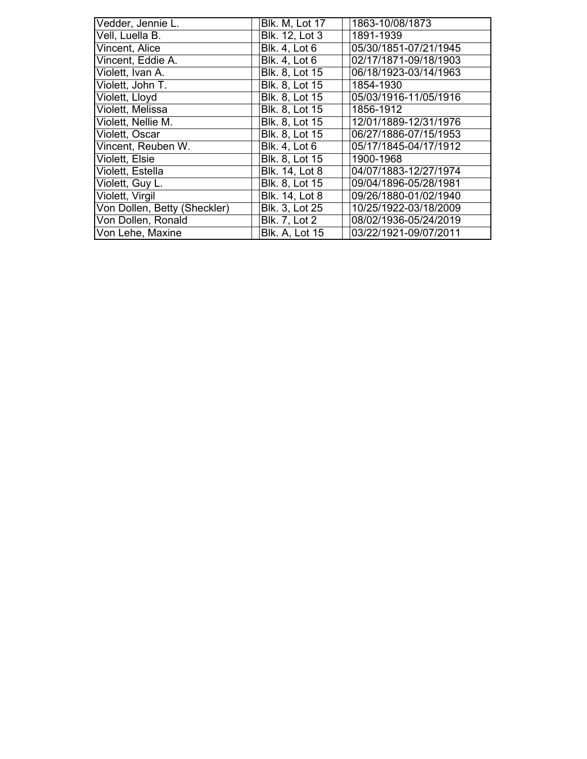| | | |
|---|---|---|
| Vedder, Jennie L. | Blk. M, Lot 17 | 1863-10/08/1873 |
| Vell, Luella B. | Blk. 12, Lot 3 | 1891-1939 |
| Vincent, Alice | Blk. 4, Lot 6 | 05/30/1851-07/21/1945 |
| Vincent, Eddie A. | Blk. 4, Lot 6 | 02/17/1871-09/18/1903 |
| Violett, Ivan A. | Blk. 8, Lot 15 | 06/18/1923-03/14/1963 |
| Violett, John T. | Blk. 8, Lot 15 | 1854-1930 |
| Violett, Lloyd | Blk. 8, Lot 15 | 05/03/1916-11/05/1916 |
| Violett, Melissa | Blk. 8, Lot 15 | 1856-1912 |
| Violett, Nellie M. | Blk. 8, Lot 15 | 12/01/1889-12/31/1976 |
| Violett, Oscar | Blk. 8, Lot 15 | 06/27/1886-07/15/1953 |
| Vincent, Reuben W. | Blk. 4, Lot 6 | 05/17/1845-04/17/1912 |
| Violett, Elsie | Blk. 8, Lot 15 | 1900-1968 |
| Violett, Estella | Blk. 14, Lot 8 | 04/07/1883-12/27/1974 |
| Violett, Guy L. | Blk. 8, Lot 15 | 09/04/1896-05/28/1981 |
| Violett, Virgil | Blk. 14, Lot 8 | 09/26/1880-01/02/1940 |
| Von Dollen, Betty (Sheckler) | Blk. 3, Lot 25 | 10/25/1922-03/18/2009 |
| Von Dollen, Ronald | Blk. 7, Lot 2 | 08/02/1936-05/24/2019 |
| Von Lehe, Maxine | Blk. A, Lot 15 | 03/22/1921-09/07/2011 |